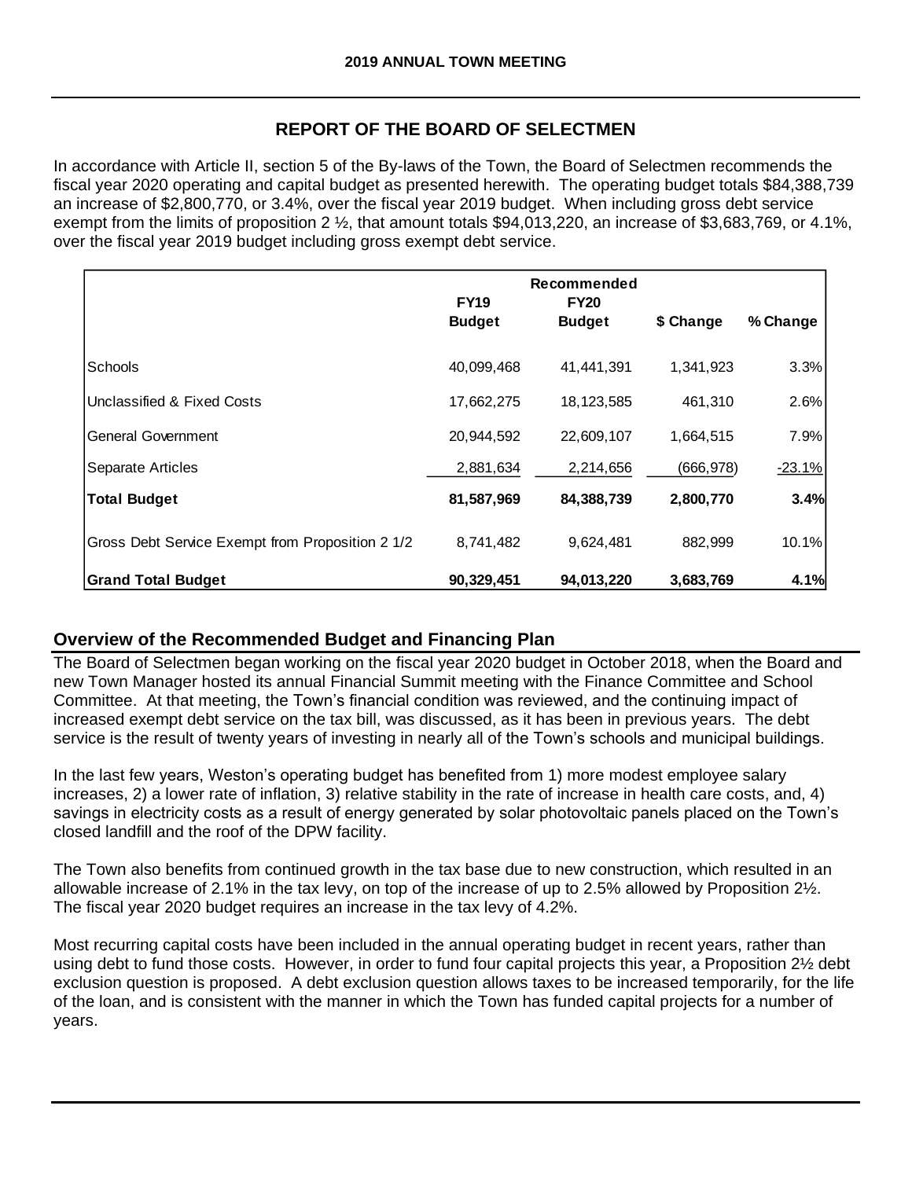# 2019 ANNUAL TOWN MEETING

## REPORT OF THE BOARD OF SELECTMEN

In accordance with Article II, section 5 of the By-laws of the Town, the Board of Selectmen recommends the fiscal year 2020 operating and capital budget as presented herewith. The operating budget totals \$84,388,739 an increase of \$2,800,770, or 3.4%, over the fiscal year 2019 budget. When including gross debt service exempt from the limits of proposition 2 ½, that amount totals \$94,013,220, an increase of \$3,683,769, or 4.1%, over the fiscal year 2019 budget including gross exempt debt service.

| | FY19 Budget | Recommended FY20 Budget | \$ Change | % Change |
|---|---|---|---|---|
| Schools | 40,099,468 | 41,441,391 | 1,341,923 | 3.3% |
| Unclassified & Fixed Costs | 17,662,275 | 18,123,585 | 461,310 | 2.6% |
| General Government | 20,944,592 | 22,609,107 | 1,664,515 | 7.9% |
| Separate Articles | 2,881,634 | 2,214,656 | (666,978) | -23.1% |
| **Total Budget** | **81,587,969** | **84,388,739** | **2,800,770** | **3.4%** |
| Gross Debt Service Exempt from Proposition 2 1/2 | 8,741,482 | 9,624,481 | 882,999 | 10.1% |
| **Grand Total Budget** | **90,329,451** | **94,013,220** | **3,683,769** | **4.1%** |

## Overview of the Recommended Budget and Financing Plan

The Board of Selectmen began working on the fiscal year 2020 budget in October 2018, when the Board and new Town Manager hosted its annual Financial Summit meeting with the Finance Committee and School Committee. At that meeting, the Town's financial condition was reviewed, and the continuing impact of increased exempt debt service on the tax bill, was discussed, as it has been in previous years. The debt service is the result of twenty years of investing in nearly all of the Town's schools and municipal buildings.

In the last few years, Weston's operating budget has benefited from 1) more modest employee salary increases, 2) a lower rate of inflation, 3) relative stability in the rate of increase in health care costs, and, 4) savings in electricity costs as a result of energy generated by solar photovoltaic panels placed on the Town's closed landfill and the roof of the DPW facility.

The Town also benefits from continued growth in the tax base due to new construction, which resulted in an allowable increase of 2.1% in the tax levy, on top of the increase of up to 2.5% allowed by Proposition 2½. The fiscal year 2020 budget requires an increase in the tax levy of 4.2%.

Most recurring capital costs have been included in the annual operating budget in recent years, rather than using debt to fund those costs. However, in order to fund four capital projects this year, a Proposition 2½ debt exclusion question is proposed. A debt exclusion question allows taxes to be increased temporarily, for the life of the loan, and is consistent with the manner in which the Town has funded capital projects for a number of years.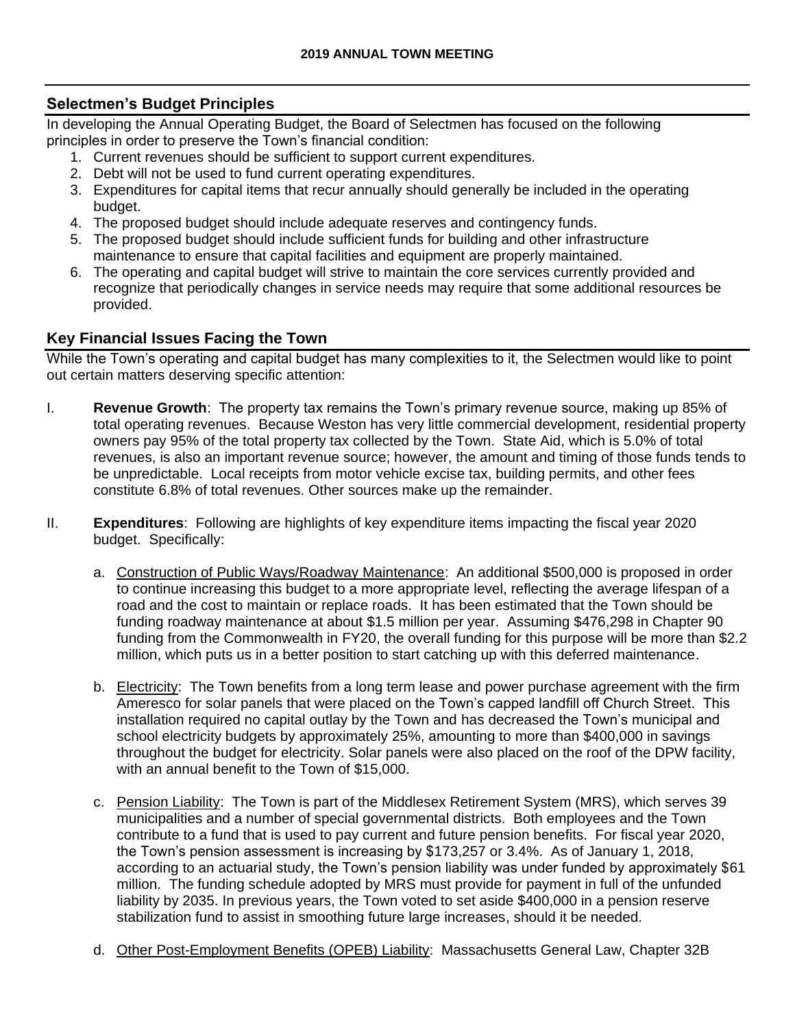## Selectmen's Budget Principles

In developing the Annual Operating Budget, the Board of Selectmen has focused on the following principles in order to preserve the Town's financial condition:

1. Current revenues should be sufficient to support current expenditures.
2. Debt will not be used to fund current operating expenditures.
3. Expenditures for capital items that recur annually should generally be included in the operating budget.
4. The proposed budget should include adequate reserves and contingency funds.
5. The proposed budget should include sufficient funds for building and other infrastructure maintenance to ensure that capital facilities and equipment are properly maintained.
6. The operating and capital budget will strive to maintain the core services currently provided and recognize that periodically changes in service needs may require that some additional resources be provided.

## Key Financial Issues Facing the Town

While the Town's operating and capital budget has many complexities to it, the Selectmen would like to point out certain matters deserving specific attention:

I. **Revenue Growth**: The property tax remains the Town's primary revenue source, making up 85% of total operating revenues. Because Weston has very little commercial development, residential property owners pay 95% of the total property tax collected by the Town. State Aid, which is 5.0% of total revenues, is also an important revenue source; however, the amount and timing of those funds tends to be unpredictable. Local receipts from motor vehicle excise tax, building permits, and other fees constitute 6.8% of total revenues. Other sources make up the remainder.

II. **Expenditures**: Following are highlights of key expenditure items impacting the fiscal year 2020 budget. Specifically:

a. Construction of Public Ways/Roadway Maintenance: An additional $500,000 is proposed in order to continue increasing this budget to a more appropriate level, reflecting the average lifespan of a road and the cost to maintain or replace roads. It has been estimated that the Town should be funding roadway maintenance at about $1.5 million per year. Assuming $476,298 in Chapter 90 funding from the Commonwealth in FY20, the overall funding for this purpose will be more than $2.2 million, which puts us in a better position to start catching up with this deferred maintenance.

b. Electricity: The Town benefits from a long term lease and power purchase agreement with the firm Ameresco for solar panels that were placed on the Town's capped landfill off Church Street. This installation required no capital outlay by the Town and has decreased the Town's municipal and school electricity budgets by approximately 25%, amounting to more than $400,000 in savings throughout the budget for electricity. Solar panels were also placed on the roof of the DPW facility, with an annual benefit to the Town of $15,000.

c. Pension Liability: The Town is part of the Middlesex Retirement System (MRS), which serves 39 municipalities and a number of special governmental districts. Both employees and the Town contribute to a fund that is used to pay current and future pension benefits. For fiscal year 2020, the Town's pension assessment is increasing by $173,257 or 3.4%. As of January 1, 2018, according to an actuarial study, the Town's pension liability was under funded by approximately $61 million. The funding schedule adopted by MRS must provide for payment in full of the unfunded liability by 2035. In previous years, the Town voted to set aside $400,000 in a pension reserve stabilization fund to assist in smoothing future large increases, should it be needed.

d. Other Post-Employment Benefits (OPEB) Liability: Massachusetts General Law, Chapter 32B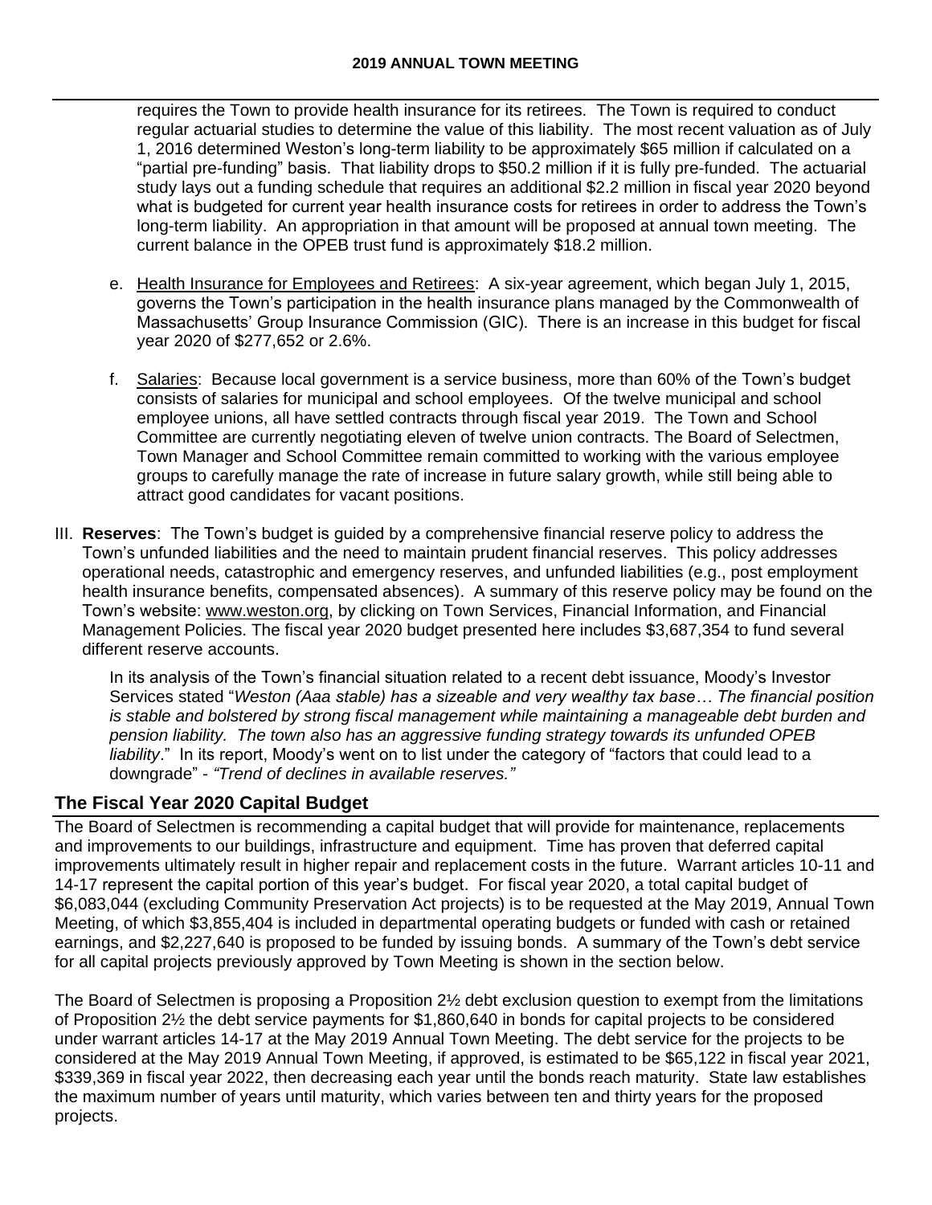requires the Town to provide health insurance for its retirees. The Town is required to conduct regular actuarial studies to determine the value of this liability. The most recent valuation as of July 1, 2016 determined Weston's long-term liability to be approximately $65 million if calculated on a "partial pre-funding" basis. That liability drops to $50.2 million if it is fully pre-funded. The actuarial study lays out a funding schedule that requires an additional $2.2 million in fiscal year 2020 beyond what is budgeted for current year health insurance costs for retirees in order to address the Town's long-term liability. An appropriation in that amount will be proposed at annual town meeting. The current balance in the OPEB trust fund is approximately $18.2 million.

e. Health Insurance for Employees and Retirees: A six-year agreement, which began July 1, 2015, governs the Town's participation in the health insurance plans managed by the Commonwealth of Massachusetts' Group Insurance Commission (GIC). There is an increase in this budget for fiscal year 2020 of $277,652 or 2.6%.

f. Salaries: Because local government is a service business, more than 60% of the Town's budget consists of salaries for municipal and school employees. Of the twelve municipal and school employee unions, all have settled contracts through fiscal year 2019. The Town and School Committee are currently negotiating eleven of twelve union contracts. The Board of Selectmen, Town Manager and School Committee remain committed to working with the various employee groups to carefully manage the rate of increase in future salary growth, while still being able to attract good candidates for vacant positions.

III. **Reserves**: The Town's budget is guided by a comprehensive financial reserve policy to address the Town's unfunded liabilities and the need to maintain prudent financial reserves. This policy addresses operational needs, catastrophic and emergency reserves, and unfunded liabilities (e.g., post employment health insurance benefits, compensated absences). A summary of this reserve policy may be found on the Town's website: www.weston.org, by clicking on Town Services, Financial Information, and Financial Management Policies. The fiscal year 2020 budget presented here includes $3,687,354 to fund several different reserve accounts.

In its analysis of the Town's financial situation related to a recent debt issuance, Moody's Investor Services stated "*Weston (Aaa stable) has a sizeable and very wealthy tax base… The financial position is stable and bolstered by strong fiscal management while maintaining a manageable debt burden and pension liability. The town also has an aggressive funding strategy towards its unfunded OPEB liability*." In its report, Moody's went on to list under the category of "factors that could lead to a downgrade" - *"Trend of declines in available reserves."*

## The Fiscal Year 2020 Capital Budget

The Board of Selectmen is recommending a capital budget that will provide for maintenance, replacements and improvements to our buildings, infrastructure and equipment. Time has proven that deferred capital improvements ultimately result in higher repair and replacement costs in the future. Warrant articles 10-11 and 14-17 represent the capital portion of this year's budget. For fiscal year 2020, a total capital budget of $6,083,044 (excluding Community Preservation Act projects) is to be requested at the May 2019, Annual Town Meeting, of which $3,855,404 is included in departmental operating budgets or funded with cash or retained earnings, and $2,227,640 is proposed to be funded by issuing bonds. A summary of the Town's debt service for all capital projects previously approved by Town Meeting is shown in the section below.

The Board of Selectmen is proposing a Proposition 2½ debt exclusion question to exempt from the limitations of Proposition 2½ the debt service payments for $1,860,640 in bonds for capital projects to be considered under warrant articles 14-17 at the May 2019 Annual Town Meeting. The debt service for the projects to be considered at the May 2019 Annual Town Meeting, if approved, is estimated to be $65,122 in fiscal year 2021, $339,369 in fiscal year 2022, then decreasing each year until the bonds reach maturity. State law establishes the maximum number of years until maturity, which varies between ten and thirty years for the proposed projects.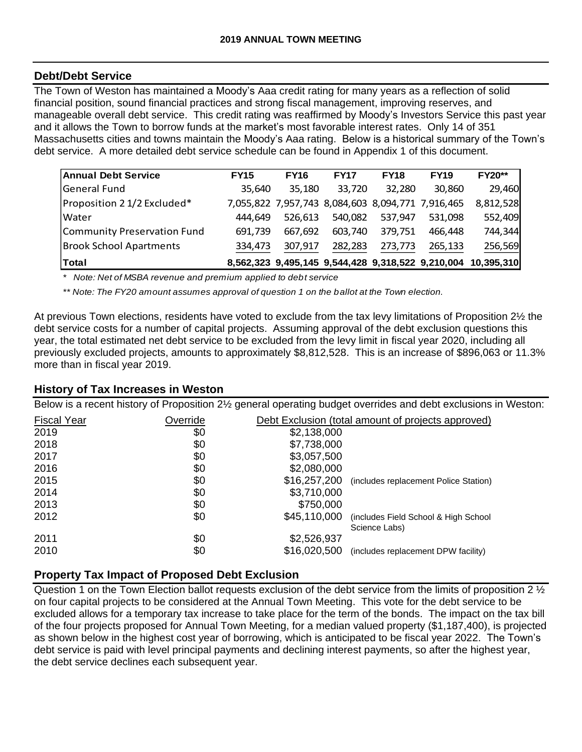## Debt/Debt Service

The Town of Weston has maintained a Moody's Aaa credit rating for many years as a reflection of solid financial position, sound financial practices and strong fiscal management, improving reserves, and manageable overall debt service. This credit rating was reaffirmed by Moody's Investors Service this past year and it allows the Town to borrow funds at the market's most favorable interest rates. Only 14 of 351 Massachusetts cities and towns maintain the Moody's Aaa rating. Below is a historical summary of the Town's debt service. A more detailed debt service schedule can be found in Appendix 1 of this document.

| Annual Debt Service | FY15 | FY16 | FY17 | FY18 | FY19 | FY20** |
|---|---|---|---|---|---|---|
| General Fund | 35,640 | 35,180 | 33,720 | 32,280 | 30,860 | 29,460 |
| Proposition 2 1/2 Excluded* | 7,055,822 | 7,957,743 | 8,084,603 | 8,094,771 | 7,916,465 | 8,812,528 |
| Water | 444,649 | 526,613 | 540,082 | 537,947 | 531,098 | 552,409 |
| Community Preservation Fund | 691,739 | 667,692 | 603,740 | 379,751 | 466,448 | 744,344 |
| Brook School Apartments | 334,473 | 307,917 | 282,283 | 273,773 | 265,133 | 256,569 |
| **Total** | **8,562,323** | **9,495,145** | **9,544,428** | **9,318,522** | **9,210,004** | **10,395,310** |

*\* Note: Net of MSBA revenue and premium applied to debt service*

*\*\* Note: The FY20 amount assumes approval of question 1 on the ballot at the Town election.*

At previous Town elections, residents have voted to exclude from the tax levy limitations of Proposition 2½ the debt service costs for a number of capital projects. Assuming approval of the debt exclusion questions this year, the total estimated net debt service to be excluded from the levy limit in fiscal year 2020, including all previously excluded projects, amounts to approximately $8,812,528. This is an increase of $896,063 or 11.3% more than in fiscal year 2019.

## History of Tax Increases in Weston

Below is a recent history of Proposition 2½ general operating budget overrides and debt exclusions in Weston:

| Fiscal Year | Override | Debt Exclusion (total amount of projects approved) | |
|---|---|---|---|
| 2019 | $0 | $2,138,000 | |
| 2018 | $0 | $7,738,000 | |
| 2017 | $0 | $3,057,500 | |
| 2016 | $0 | $2,080,000 | |
| 2015 | $0 | $16,257,200 | (includes replacement Police Station) |
| 2014 | $0 | $3,710,000 | |
| 2013 | $0 | $750,000 | |
| 2012 | $0 | $45,110,000 | (includes Field School & High School Science Labs) |
| 2011 | $0 | $2,526,937 | |
| 2010 | $0 | $16,020,500 | (includes replacement DPW facility) |

## Property Tax Impact of Proposed Debt Exclusion

Question 1 on the Town Election ballot requests exclusion of the debt service from the limits of proposition 2 ½ on four capital projects to be considered at the Annual Town Meeting. This vote for the debt service to be excluded allows for a temporary tax increase to take place for the term of the bonds. The impact on the tax bill of the four projects proposed for Annual Town Meeting, for a median valued property ($1,187,400), is projected as shown below in the highest cost year of borrowing, which is anticipated to be fiscal year 2022. The Town's debt service is paid with level principal payments and declining interest payments, so after the highest year, the debt service declines each subsequent year.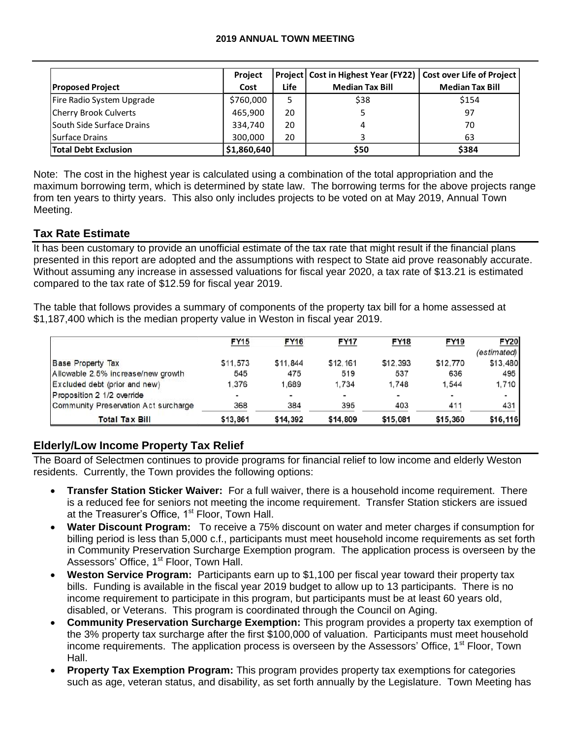| Proposed Project | Project Cost | Project Life | Cost in Highest Year (FY22) Median Tax Bill | Cost over Life of Project Median Tax Bill |
|---|---|---|---|---|
| Fire Radio System Upgrade | $760,000 | 5 | $38 | $154 |
| Cherry Brook Culverts | 465,900 | 20 | 5 | 97 |
| South Side Surface Drains | 334,740 | 20 | 4 | 70 |
| Surface Drains | 300,000 | 20 | 3 | 63 |
| **Total Debt Exclusion** | **$1,860,640** | | **$50** | **$384** |

Note: The cost in the highest year is calculated using a combination of the total appropriation and the maximum borrowing term, which is determined by state law. The borrowing terms for the above projects range from ten years to thirty years. This also only includes projects to be voted on at May 2019, Annual Town Meeting.

## Tax Rate Estimate

It has been customary to provide an unofficial estimate of the tax rate that might result if the financial plans presented in this report are adopted and the assumptions with respect to State aid prove reasonably accurate. Without assuming any increase in assessed valuations for fiscal year 2020, a tax rate of $13.21 is estimated compared to the tax rate of $12.59 for fiscal year 2019.

The table that follows provides a summary of components of the property tax bill for a home assessed at $1,187,400 which is the median property value in Weston in fiscal year 2019.

| | FY15 | FY16 | FY17 | FY18 | FY19 | FY20 *(estimated)* |
|---|---|---|---|---|---|---|
| Base Property Tax | $11,573 | $11,844 | $12,161 | $12,393 | $12,770 | $13,480 |
| Allowable 2.5% increase/new growth | 545 | 475 | 519 | 537 | 636 | 495 |
| Excluded debt (prior and new) | 1,376 | 1,689 | 1,734 | 1,748 | 1,544 | 1,710 |
| Proposition 2 1/2 override | - | - | - | - | - | - |
| Community Preservation Act surcharge | 368 | 384 | 395 | 403 | 411 | 431 |
| **Total Tax Bill** | **$13,861** | **$14,392** | **$14,809** | **$15,081** | **$15,360** | **$16,116** |

## Elderly/Low Income Property Tax Relief

The Board of Selectmen continues to provide programs for financial relief to low income and elderly Weston residents. Currently, the Town provides the following options:

- **Transfer Station Sticker Waiver:** For a full waiver, there is a household income requirement. There is a reduced fee for seniors not meeting the income requirement. Transfer Station stickers are issued at the Treasurer's Office, 1st Floor, Town Hall.
- **Water Discount Program:** To receive a 75% discount on water and meter charges if consumption for billing period is less than 5,000 c.f., participants must meet household income requirements as set forth in Community Preservation Surcharge Exemption program. The application process is overseen by the Assessors' Office, 1st Floor, Town Hall.
- **Weston Service Program:** Participants earn up to $1,100 per fiscal year toward their property tax bills. Funding is available in the fiscal year 2019 budget to allow up to 13 participants. There is no income requirement to participate in this program, but participants must be at least 60 years old, disabled, or Veterans. This program is coordinated through the Council on Aging.
- **Community Preservation Surcharge Exemption:** This program provides a property tax exemption of the 3% property tax surcharge after the first $100,000 of valuation. Participants must meet household income requirements. The application process is overseen by the Assessors' Office, 1st Floor, Town Hall.
- **Property Tax Exemption Program:** This program provides property tax exemptions for categories such as age, veteran status, and disability, as set forth annually by the Legislature. Town Meeting has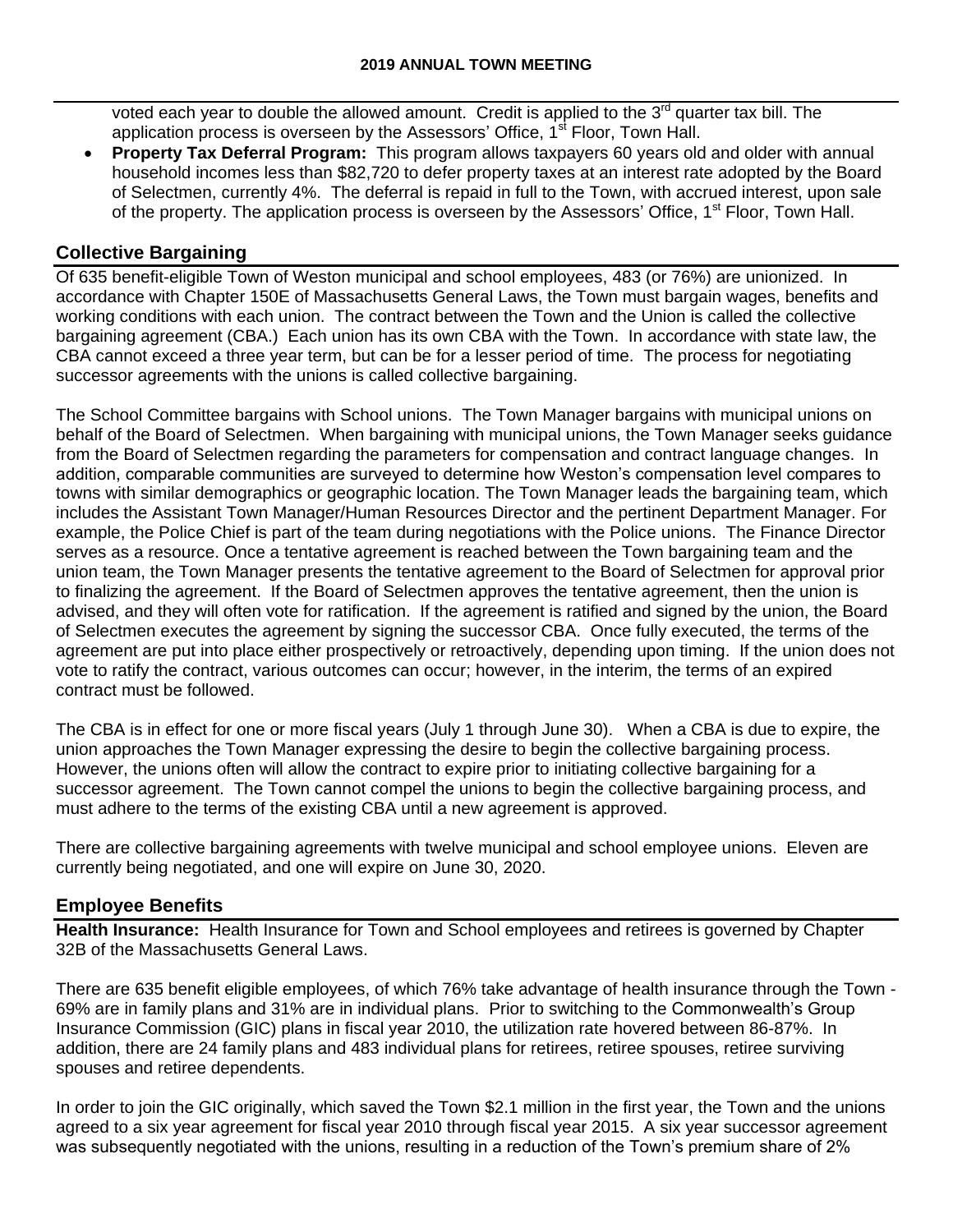voted each year to double the allowed amount. Credit is applied to the 3rd quarter tax bill. The application process is overseen by the Assessors' Office, 1st Floor, Town Hall.

- **Property Tax Deferral Program:** This program allows taxpayers 60 years old and older with annual household incomes less than $82,720 to defer property taxes at an interest rate adopted by the Board of Selectmen, currently 4%. The deferral is repaid in full to the Town, with accrued interest, upon sale of the property. The application process is overseen by the Assessors' Office, 1st Floor, Town Hall.

## Collective Bargaining

Of 635 benefit-eligible Town of Weston municipal and school employees, 483 (or 76%) are unionized. In accordance with Chapter 150E of Massachusetts General Laws, the Town must bargain wages, benefits and working conditions with each union. The contract between the Town and the Union is called the collective bargaining agreement (CBA.) Each union has its own CBA with the Town. In accordance with state law, the CBA cannot exceed a three year term, but can be for a lesser period of time. The process for negotiating successor agreements with the unions is called collective bargaining.

The School Committee bargains with School unions. The Town Manager bargains with municipal unions on behalf of the Board of Selectmen. When bargaining with municipal unions, the Town Manager seeks guidance from the Board of Selectmen regarding the parameters for compensation and contract language changes. In addition, comparable communities are surveyed to determine how Weston's compensation level compares to towns with similar demographics or geographic location. The Town Manager leads the bargaining team, which includes the Assistant Town Manager/Human Resources Director and the pertinent Department Manager. For example, the Police Chief is part of the team during negotiations with the Police unions. The Finance Director serves as a resource. Once a tentative agreement is reached between the Town bargaining team and the union team, the Town Manager presents the tentative agreement to the Board of Selectmen for approval prior to finalizing the agreement. If the Board of Selectmen approves the tentative agreement, then the union is advised, and they will often vote for ratification. If the agreement is ratified and signed by the union, the Board of Selectmen executes the agreement by signing the successor CBA. Once fully executed, the terms of the agreement are put into place either prospectively or retroactively, depending upon timing. If the union does not vote to ratify the contract, various outcomes can occur; however, in the interim, the terms of an expired contract must be followed.

The CBA is in effect for one or more fiscal years (July 1 through June 30). When a CBA is due to expire, the union approaches the Town Manager expressing the desire to begin the collective bargaining process. However, the unions often will allow the contract to expire prior to initiating collective bargaining for a successor agreement. The Town cannot compel the unions to begin the collective bargaining process, and must adhere to the terms of the existing CBA until a new agreement is approved.

There are collective bargaining agreements with twelve municipal and school employee unions. Eleven are currently being negotiated, and one will expire on June 30, 2020.

## Employee Benefits

**Health Insurance:** Health Insurance for Town and School employees and retirees is governed by Chapter 32B of the Massachusetts General Laws.

There are 635 benefit eligible employees, of which 76% take advantage of health insurance through the Town - 69% are in family plans and 31% are in individual plans. Prior to switching to the Commonwealth's Group Insurance Commission (GIC) plans in fiscal year 2010, the utilization rate hovered between 86-87%. In addition, there are 24 family plans and 483 individual plans for retirees, retiree spouses, retiree surviving spouses and retiree dependents.

In order to join the GIC originally, which saved the Town $2.1 million in the first year, the Town and the unions agreed to a six year agreement for fiscal year 2010 through fiscal year 2015. A six year successor agreement was subsequently negotiated with the unions, resulting in a reduction of the Town's premium share of 2%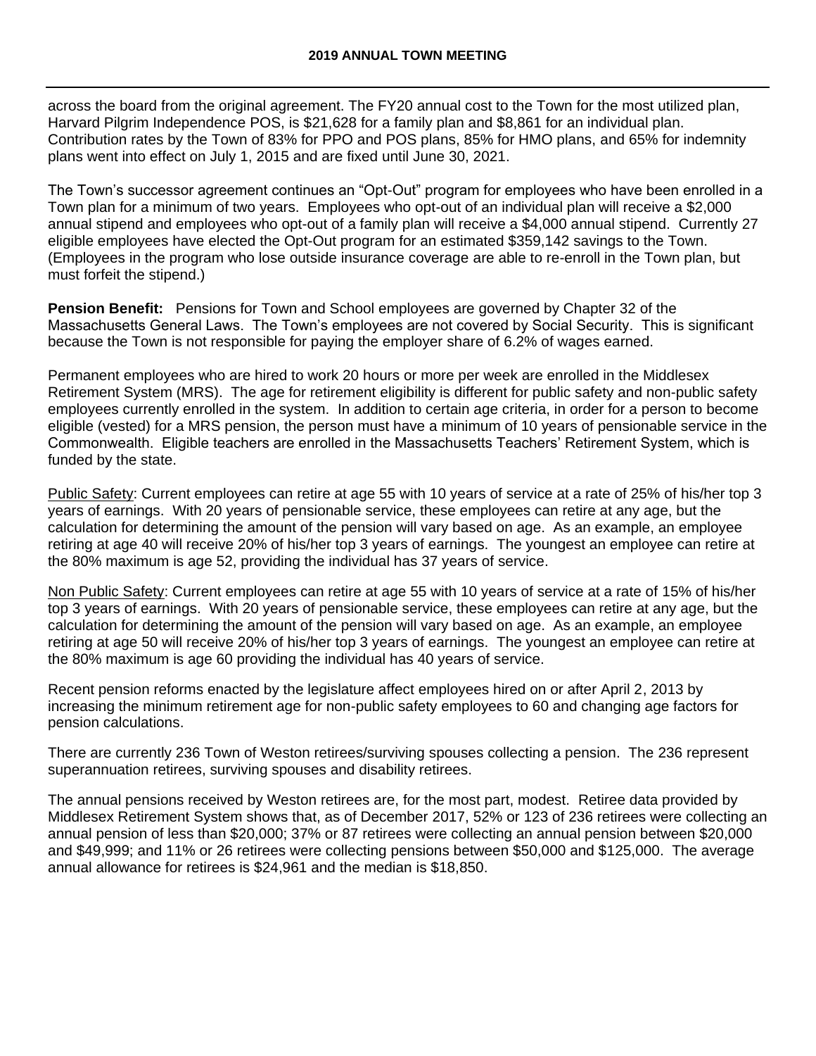across the board from the original agreement. The FY20 annual cost to the Town for the most utilized plan, Harvard Pilgrim Independence POS, is $21,628 for a family plan and $8,861 for an individual plan. Contribution rates by the Town of 83% for PPO and POS plans, 85% for HMO plans, and 65% for indemnity plans went into effect on July 1, 2015 and are fixed until June 30, 2021.

The Town's successor agreement continues an "Opt-Out" program for employees who have been enrolled in a Town plan for a minimum of two years. Employees who opt-out of an individual plan will receive a $2,000 annual stipend and employees who opt-out of a family plan will receive a $4,000 annual stipend. Currently 27 eligible employees have elected the Opt-Out program for an estimated $359,142 savings to the Town. (Employees in the program who lose outside insurance coverage are able to re-enroll in the Town plan, but must forfeit the stipend.)

**Pension Benefit:** Pensions for Town and School employees are governed by Chapter 32 of the Massachusetts General Laws. The Town's employees are not covered by Social Security. This is significant because the Town is not responsible for paying the employer share of 6.2% of wages earned.

Permanent employees who are hired to work 20 hours or more per week are enrolled in the Middlesex Retirement System (MRS). The age for retirement eligibility is different for public safety and non-public safety employees currently enrolled in the system. In addition to certain age criteria, in order for a person to become eligible (vested) for a MRS pension, the person must have a minimum of 10 years of pensionable service in the Commonwealth. Eligible teachers are enrolled in the Massachusetts Teachers' Retirement System, which is funded by the state.

Public Safety: Current employees can retire at age 55 with 10 years of service at a rate of 25% of his/her top 3 years of earnings. With 20 years of pensionable service, these employees can retire at any age, but the calculation for determining the amount of the pension will vary based on age. As an example, an employee retiring at age 40 will receive 20% of his/her top 3 years of earnings. The youngest an employee can retire at the 80% maximum is age 52, providing the individual has 37 years of service.

Non Public Safety: Current employees can retire at age 55 with 10 years of service at a rate of 15% of his/her top 3 years of earnings. With 20 years of pensionable service, these employees can retire at any age, but the calculation for determining the amount of the pension will vary based on age. As an example, an employee retiring at age 50 will receive 20% of his/her top 3 years of earnings. The youngest an employee can retire at the 80% maximum is age 60 providing the individual has 40 years of service.

Recent pension reforms enacted by the legislature affect employees hired on or after April 2, 2013 by increasing the minimum retirement age for non-public safety employees to 60 and changing age factors for pension calculations.

There are currently 236 Town of Weston retirees/surviving spouses collecting a pension. The 236 represent superannuation retirees, surviving spouses and disability retirees.

The annual pensions received by Weston retirees are, for the most part, modest. Retiree data provided by Middlesex Retirement System shows that, as of December 2017, 52% or 123 of 236 retirees were collecting an annual pension of less than $20,000; 37% or 87 retirees were collecting an annual pension between $20,000 and $49,999; and 11% or 26 retirees were collecting pensions between $50,000 and $125,000. The average annual allowance for retirees is $24,961 and the median is $18,850.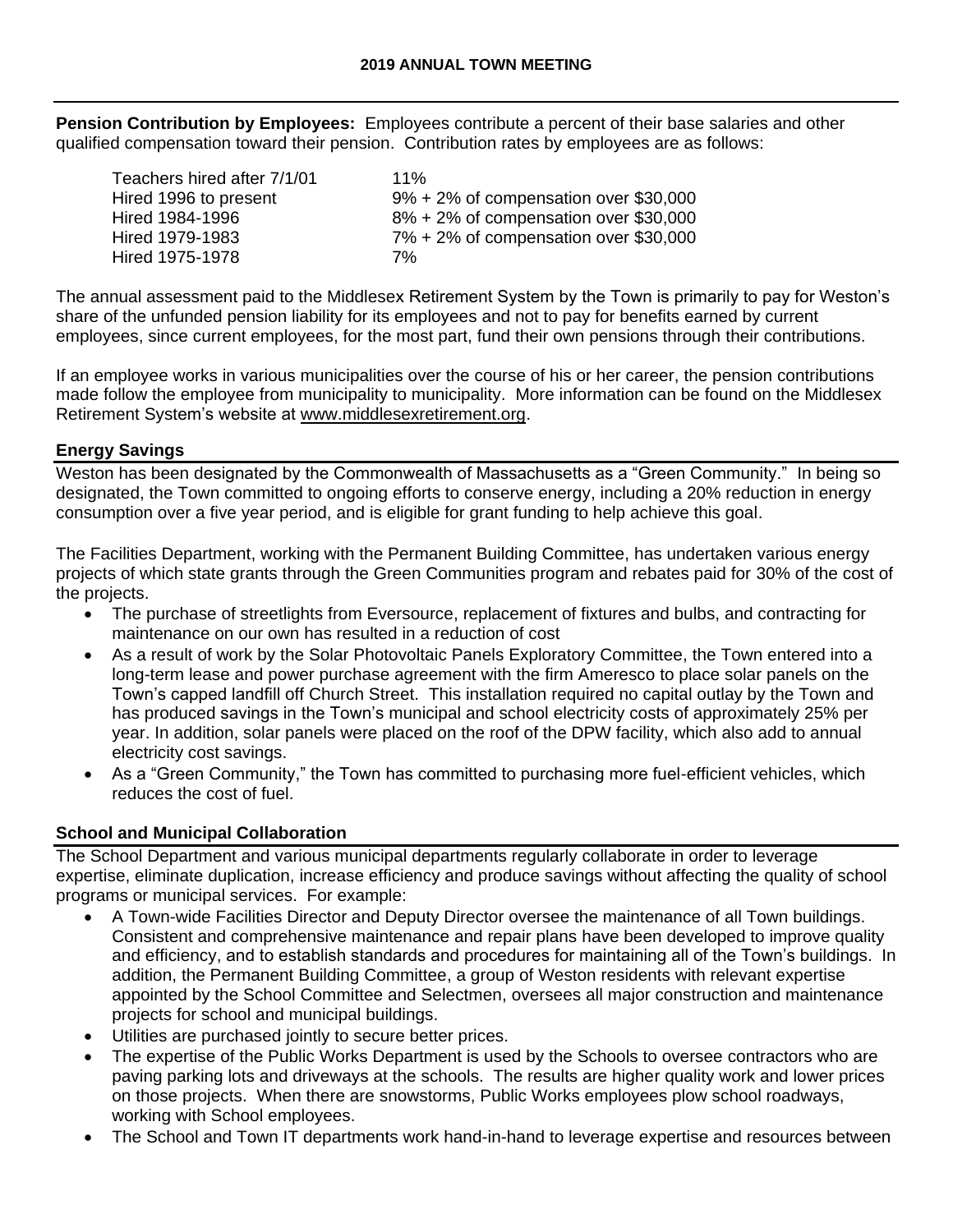**Pension Contribution by Employees:** Employees contribute a percent of their base salaries and other qualified compensation toward their pension. Contribution rates by employees are as follows:

| | |
|---|---|
| Teachers hired after 7/1/01 | 11% |
| Hired 1996 to present | 9% + 2% of compensation over $30,000 |
| Hired 1984-1996 | 8% + 2% of compensation over $30,000 |
| Hired 1979-1983 | 7% + 2% of compensation over $30,000 |
| Hired 1975-1978 | 7% |

The annual assessment paid to the Middlesex Retirement System by the Town is primarily to pay for Weston's share of the unfunded pension liability for its employees and not to pay for benefits earned by current employees, since current employees, for the most part, fund their own pensions through their contributions.

If an employee works in various municipalities over the course of his or her career, the pension contributions made follow the employee from municipality to municipality. More information can be found on the Middlesex Retirement System's website at www.middlesexretirement.org.

## Energy Savings

Weston has been designated by the Commonwealth of Massachusetts as a "Green Community." In being so designated, the Town committed to ongoing efforts to conserve energy, including a 20% reduction in energy consumption over a five year period, and is eligible for grant funding to help achieve this goal.

The Facilities Department, working with the Permanent Building Committee, has undertaken various energy projects of which state grants through the Green Communities program and rebates paid for 30% of the cost of the projects.

- The purchase of streetlights from Eversource, replacement of fixtures and bulbs, and contracting for maintenance on our own has resulted in a reduction of cost
- As a result of work by the Solar Photovoltaic Panels Exploratory Committee, the Town entered into a long-term lease and power purchase agreement with the firm Ameresco to place solar panels on the Town's capped landfill off Church Street. This installation required no capital outlay by the Town and has produced savings in the Town's municipal and school electricity costs of approximately 25% per year. In addition, solar panels were placed on the roof of the DPW facility, which also add to annual electricity cost savings.
- As a "Green Community," the Town has committed to purchasing more fuel-efficient vehicles, which reduces the cost of fuel.

## School and Municipal Collaboration

The School Department and various municipal departments regularly collaborate in order to leverage expertise, eliminate duplication, increase efficiency and produce savings without affecting the quality of school programs or municipal services. For example:

- A Town-wide Facilities Director and Deputy Director oversee the maintenance of all Town buildings. Consistent and comprehensive maintenance and repair plans have been developed to improve quality and efficiency, and to establish standards and procedures for maintaining all of the Town's buildings. In addition, the Permanent Building Committee, a group of Weston residents with relevant expertise appointed by the School Committee and Selectmen, oversees all major construction and maintenance projects for school and municipal buildings.
- Utilities are purchased jointly to secure better prices.
- The expertise of the Public Works Department is used by the Schools to oversee contractors who are paving parking lots and driveways at the schools. The results are higher quality work and lower prices on those projects. When there are snowstorms, Public Works employees plow school roadways, working with School employees.
- The School and Town IT departments work hand-in-hand to leverage expertise and resources between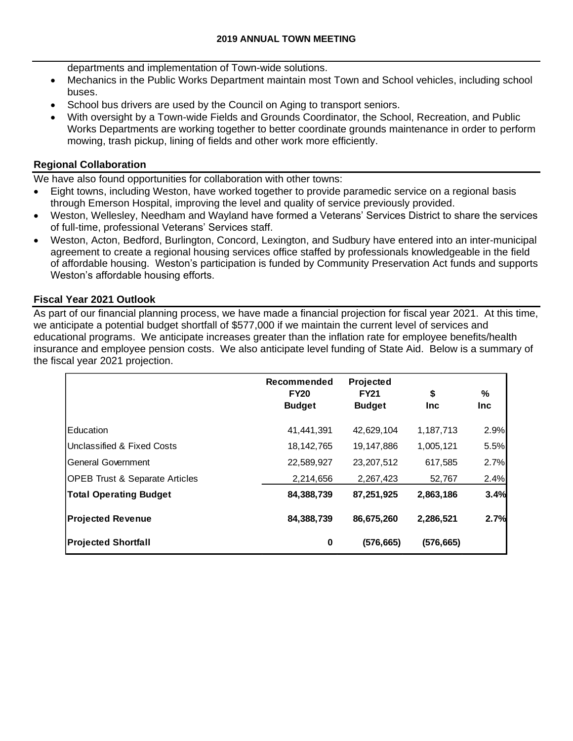departments and implementation of Town-wide solutions.

- Mechanics in the Public Works Department maintain most Town and School vehicles, including school buses.
- School bus drivers are used by the Council on Aging to transport seniors.
- With oversight by a Town-wide Fields and Grounds Coordinator, the School, Recreation, and Public Works Departments are working together to better coordinate grounds maintenance in order to perform mowing, trash pickup, lining of fields and other work more efficiently.

### Regional Collaboration

We have also found opportunities for collaboration with other towns:

- Eight towns, including Weston, have worked together to provide paramedic service on a regional basis through Emerson Hospital, improving the level and quality of service previously provided.
- Weston, Wellesley, Needham and Wayland have formed a Veterans' Services District to share the services of full-time, professional Veterans' Services staff.
- Weston, Acton, Bedford, Burlington, Concord, Lexington, and Sudbury have entered into an inter-municipal agreement to create a regional housing services office staffed by professionals knowledgeable in the field of affordable housing. Weston's participation is funded by Community Preservation Act funds and supports Weston's affordable housing efforts.

### Fiscal Year 2021 Outlook

As part of our financial planning process, we have made a financial projection for fiscal year 2021. At this time, we anticipate a potential budget shortfall of $577,000 if we maintain the current level of services and educational programs. We anticipate increases greater than the inflation rate for employee benefits/health insurance and employee pension costs. We also anticipate level funding of State Aid. Below is a summary of the fiscal year 2021 projection.

| | Recommended FY20 Budget | Projected FY21 Budget | $ Inc | % Inc |
|---|---|---|---|---|
| Education | 41,441,391 | 42,629,104 | 1,187,713 | 2.9% |
| Unclassified & Fixed Costs | 18,142,765 | 19,147,886 | 1,005,121 | 5.5% |
| General Government | 22,589,927 | 23,207,512 | 617,585 | 2.7% |
| OPEB Trust & Separate Articles | 2,214,656 | 2,267,423 | 52,767 | 2.4% |
| **Total Operating Budget** | **84,388,739** | **87,251,925** | **2,863,186** | **3.4%** |
| **Projected Revenue** | **84,388,739** | **86,675,260** | **2,286,521** | **2.7%** |
| **Projected Shortfall** | **0** | **(576,665)** | **(576,665)** | |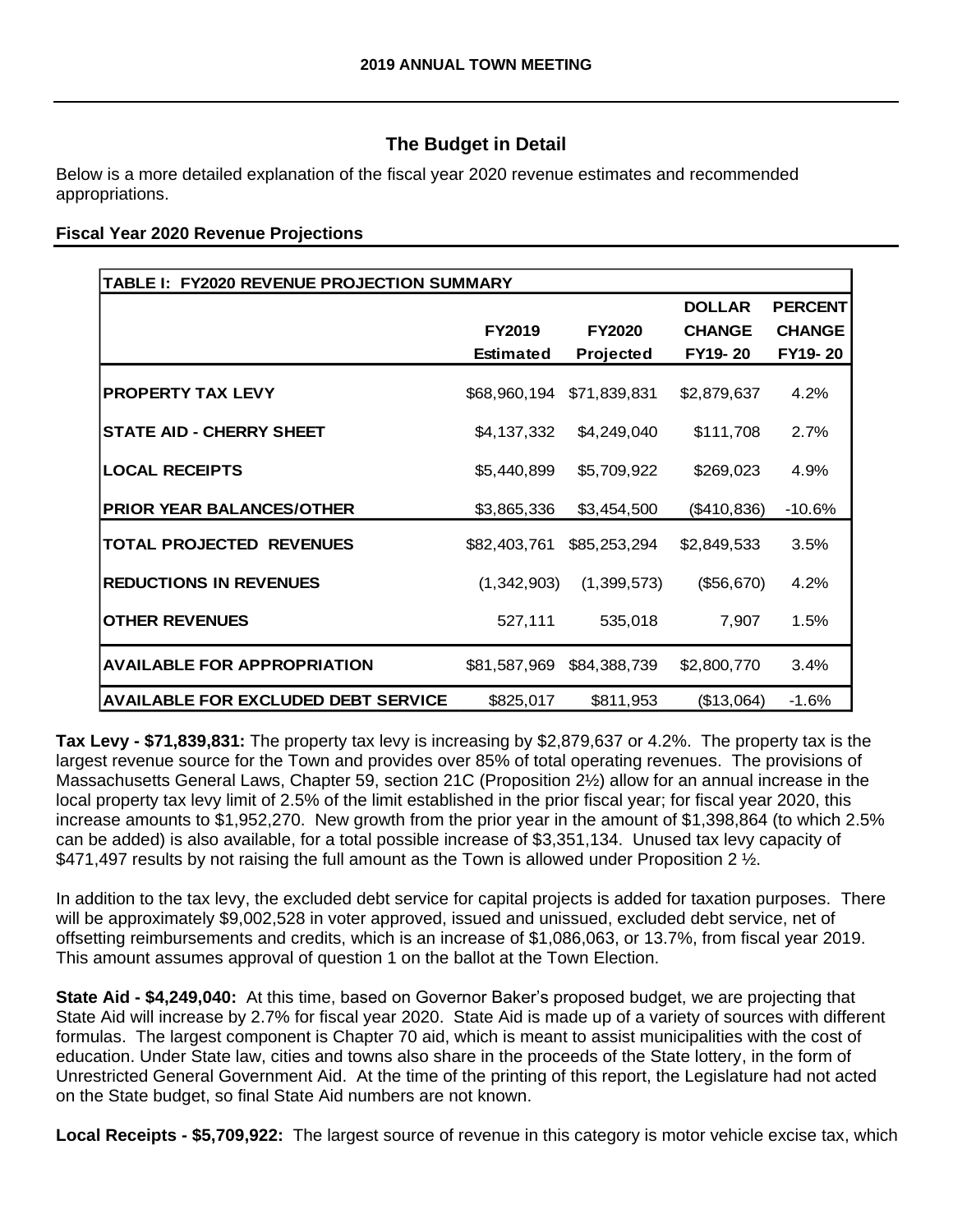## The Budget in Detail

Below is a more detailed explanation of the fiscal year 2020 revenue estimates and recommended appropriations.

### Fiscal Year 2020 Revenue Projections

| TABLE I: FY2020 REVENUE PROJECTION SUMMARY | FY2019 Estimated | FY2020 Projected | DOLLAR CHANGE FY19- 20 | PERCENT CHANGE FY19- 20 |
|---|---|---|---|---|
| PROPERTY TAX LEVY | $68,960,194 | $71,839,831 | $2,879,637 | 4.2% |
| STATE AID - CHERRY SHEET | $4,137,332 | $4,249,040 | $111,708 | 2.7% |
| LOCAL RECEIPTS | $5,440,899 | $5,709,922 | $269,023 | 4.9% |
| PRIOR YEAR BALANCES/OTHER | $3,865,336 | $3,454,500 | ($410,836) | -10.6% |
| TOTAL PROJECTED REVENUES | $82,403,761 | $85,253,294 | $2,849,533 | 3.5% |
| REDUCTIONS IN REVENUES | (1,342,903) | (1,399,573) | ($56,670) | 4.2% |
| OTHER REVENUES | 527,111 | 535,018 | 7,907 | 1.5% |
| AVAILABLE FOR APPROPRIATION | $81,587,969 | $84,388,739 | $2,800,770 | 3.4% |
| AVAILABLE FOR EXCLUDED DEBT SERVICE | $825,017 | $811,953 | ($13,064) | -1.6% |

**Tax Levy - $71,839,831:** The property tax levy is increasing by $2,879,637 or 4.2%. The property tax is the largest revenue source for the Town and provides over 85% of total operating revenues. The provisions of Massachusetts General Laws, Chapter 59, section 21C (Proposition 2½) allow for an annual increase in the local property tax levy limit of 2.5% of the limit established in the prior fiscal year; for fiscal year 2020, this increase amounts to $1,952,270. New growth from the prior year in the amount of $1,398,864 (to which 2.5% can be added) is also available, for a total possible increase of $3,351,134. Unused tax levy capacity of $471,497 results by not raising the full amount as the Town is allowed under Proposition 2 ½.

In addition to the tax levy, the excluded debt service for capital projects is added for taxation purposes. There will be approximately $9,002,528 in voter approved, issued and unissued, excluded debt service, net of offsetting reimbursements and credits, which is an increase of $1,086,063, or 13.7%, from fiscal year 2019. This amount assumes approval of question 1 on the ballot at the Town Election.

**State Aid - $4,249,040:** At this time, based on Governor Baker's proposed budget, we are projecting that State Aid will increase by 2.7% for fiscal year 2020. State Aid is made up of a variety of sources with different formulas. The largest component is Chapter 70 aid, which is meant to assist municipalities with the cost of education. Under State law, cities and towns also share in the proceeds of the State lottery, in the form of Unrestricted General Government Aid. At the time of the printing of this report, the Legislature had not acted on the State budget, so final State Aid numbers are not known.

**Local Receipts - $5,709,922:** The largest source of revenue in this category is motor vehicle excise tax, which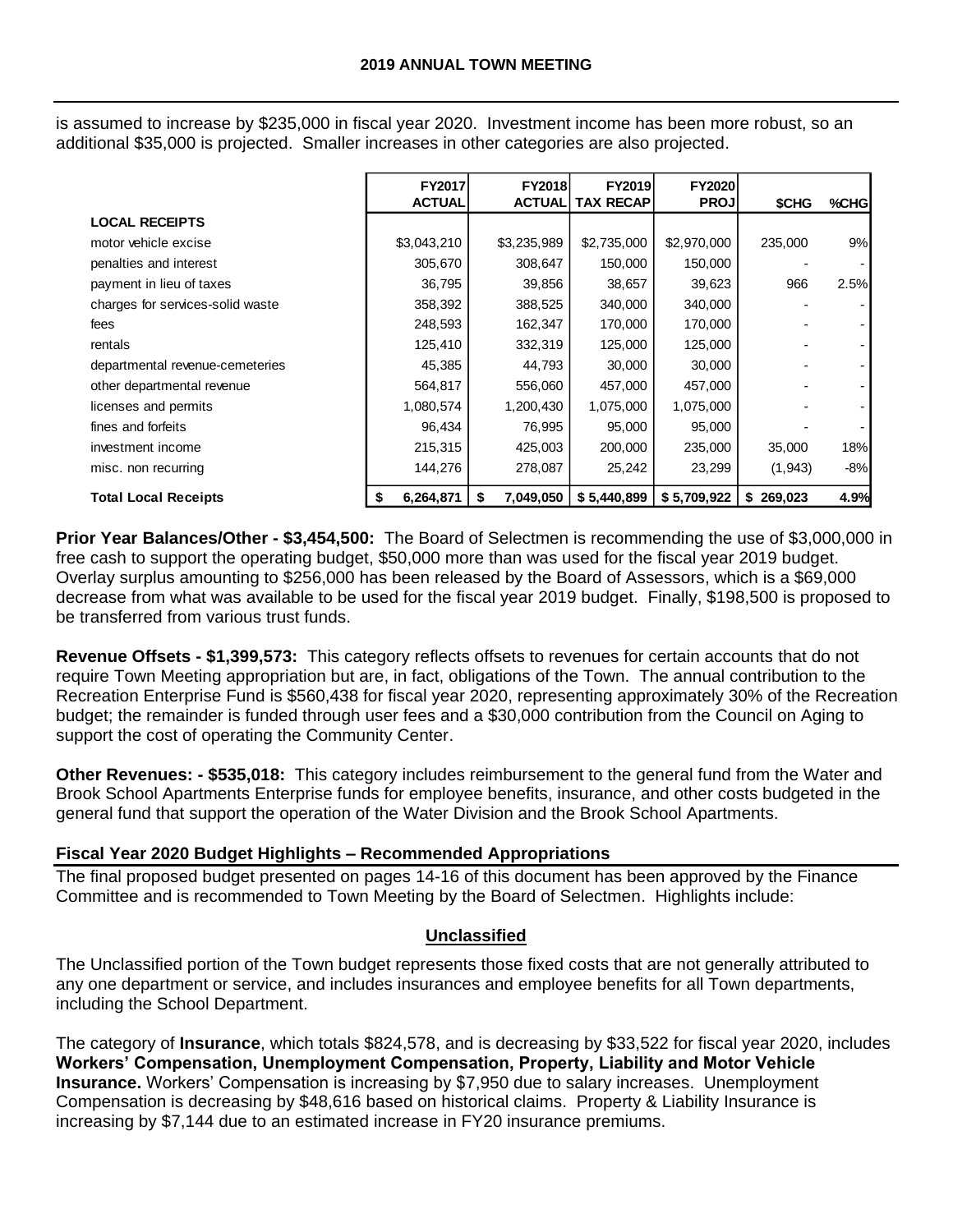is assumed to increase by $235,000 in fiscal year 2020. Investment income has been more robust, so an additional $35,000 is projected. Smaller increases in other categories are also projected.

| | FY2017 ACTUAL | FY2018 ACTUAL | FY2019 TAX RECAP | FY2020 PROJ | $CHG | %CHG |
|---|---|---|---|---|---|---|
| **LOCAL RECEIPTS** | | | | | | |
| motor vehicle excise | $3,043,210 | $3,235,989 | $2,735,000 | $2,970,000 | 235,000 | 9% |
| penalties and interest | 305,670 | 308,647 | 150,000 | 150,000 | - | - |
| payment in lieu of taxes | 36,795 | 39,856 | 38,657 | 39,623 | 966 | 2.5% |
| charges for services-solid waste | 358,392 | 388,525 | 340,000 | 340,000 | - | - |
| fees | 248,593 | 162,347 | 170,000 | 170,000 | - | - |
| rentals | 125,410 | 332,319 | 125,000 | 125,000 | - | - |
| departmental revenue-cemeteries | 45,385 | 44,793 | 30,000 | 30,000 | - | - |
| other departmental revenue | 564,817 | 556,060 | 457,000 | 457,000 | - | - |
| licenses and permits | 1,080,574 | 1,200,430 | 1,075,000 | 1,075,000 | - | - |
| fines and forfeits | 96,434 | 76,995 | 95,000 | 95,000 | - | - |
| investment income | 215,315 | 425,003 | 200,000 | 235,000 | 35,000 | 18% |
| misc. non recurring | 144,276 | 278,087 | 25,242 | 23,299 | (1,943) | -8% |
| **Total Local Receipts** | **$ 6,264,871** | **$ 7,049,050** | **$ 5,440,899** | **$ 5,709,922** | **$ 269,023** | **4.9%** |

**Prior Year Balances/Other - $3,454,500:** The Board of Selectmen is recommending the use of $3,000,000 in free cash to support the operating budget, $50,000 more than was used for the fiscal year 2019 budget. Overlay surplus amounting to $256,000 has been released by the Board of Assessors, which is a $69,000 decrease from what was available to be used for the fiscal year 2019 budget. Finally, $198,500 is proposed to be transferred from various trust funds.

**Revenue Offsets - $1,399,573:** This category reflects offsets to revenues for certain accounts that do not require Town Meeting appropriation but are, in fact, obligations of the Town. The annual contribution to the Recreation Enterprise Fund is $560,438 for fiscal year 2020, representing approximately 30% of the Recreation budget; the remainder is funded through user fees and a $30,000 contribution from the Council on Aging to support the cost of operating the Community Center.

**Other Revenues: - $535,018:** This category includes reimbursement to the general fund from the Water and Brook School Apartments Enterprise funds for employee benefits, insurance, and other costs budgeted in the general fund that support the operation of the Water Division and the Brook School Apartments.

## Fiscal Year 2020 Budget Highlights – Recommended Appropriations

The final proposed budget presented on pages 14-16 of this document has been approved by the Finance Committee and is recommended to Town Meeting by the Board of Selectmen. Highlights include:

### Unclassified

The Unclassified portion of the Town budget represents those fixed costs that are not generally attributed to any one department or service, and includes insurances and employee benefits for all Town departments, including the School Department.

The category of **Insurance**, which totals $824,578, and is decreasing by $33,522 for fiscal year 2020, includes **Workers' Compensation, Unemployment Compensation, Property, Liability and Motor Vehicle Insurance.** Workers' Compensation is increasing by $7,950 due to salary increases. Unemployment Compensation is decreasing by $48,616 based on historical claims. Property & Liability Insurance is increasing by $7,144 due to an estimated increase in FY20 insurance premiums.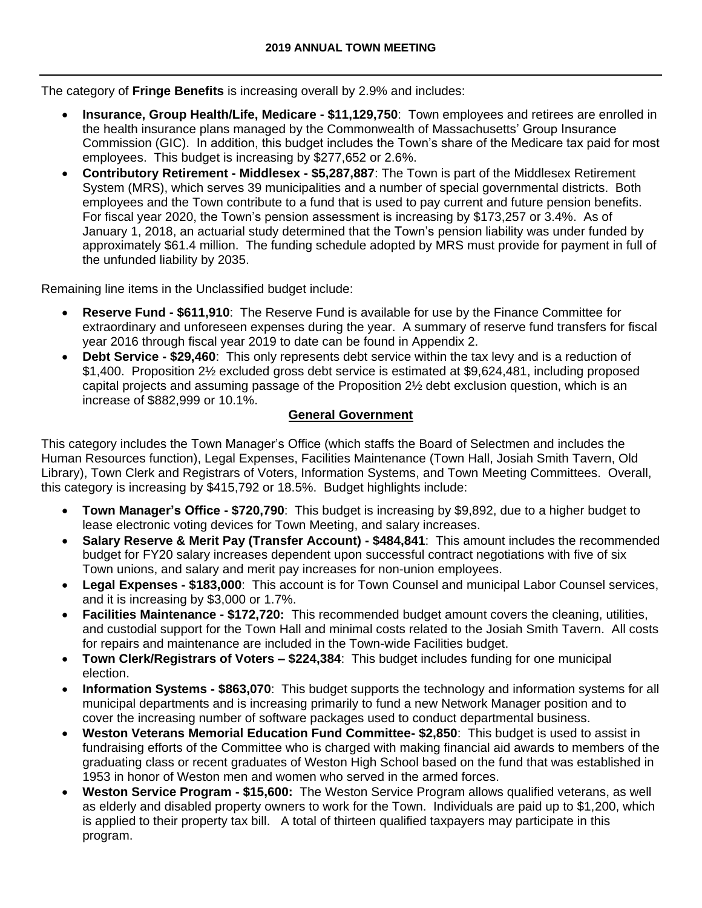The category of **Fringe Benefits** is increasing overall by 2.9% and includes:

- **Insurance, Group Health/Life, Medicare - $11,129,750**: Town employees and retirees are enrolled in the health insurance plans managed by the Commonwealth of Massachusetts' Group Insurance Commission (GIC). In addition, this budget includes the Town's share of the Medicare tax paid for most employees. This budget is increasing by $277,652 or 2.6%.
- **Contributory Retirement - Middlesex - $5,287,887**: The Town is part of the Middlesex Retirement System (MRS), which serves 39 municipalities and a number of special governmental districts. Both employees and the Town contribute to a fund that is used to pay current and future pension benefits. For fiscal year 2020, the Town's pension assessment is increasing by $173,257 or 3.4%. As of January 1, 2018, an actuarial study determined that the Town's pension liability was under funded by approximately $61.4 million. The funding schedule adopted by MRS must provide for payment in full of the unfunded liability by 2035.

Remaining line items in the Unclassified budget include:

- **Reserve Fund - $611,910**: The Reserve Fund is available for use by the Finance Committee for extraordinary and unforeseen expenses during the year. A summary of reserve fund transfers for fiscal year 2016 through fiscal year 2019 to date can be found in Appendix 2.
- **Debt Service - $29,460**: This only represents debt service within the tax levy and is a reduction of $1,400. Proposition 2½ excluded gross debt service is estimated at $9,624,481, including proposed capital projects and assuming passage of the Proposition 2½ debt exclusion question, which is an increase of $882,999 or 10.1%.

## General Government

This category includes the Town Manager's Office (which staffs the Board of Selectmen and includes the Human Resources function), Legal Expenses, Facilities Maintenance (Town Hall, Josiah Smith Tavern, Old Library), Town Clerk and Registrars of Voters, Information Systems, and Town Meeting Committees. Overall, this category is increasing by $415,792 or 18.5%. Budget highlights include:

- **Town Manager's Office - $720,790**: This budget is increasing by $9,892, due to a higher budget to lease electronic voting devices for Town Meeting, and salary increases.
- **Salary Reserve & Merit Pay (Transfer Account) - $484,841**: This amount includes the recommended budget for FY20 salary increases dependent upon successful contract negotiations with five of six Town unions, and salary and merit pay increases for non-union employees.
- **Legal Expenses - $183,000**: This account is for Town Counsel and municipal Labor Counsel services, and it is increasing by $3,000 or 1.7%.
- **Facilities Maintenance - $172,720:** This recommended budget amount covers the cleaning, utilities, and custodial support for the Town Hall and minimal costs related to the Josiah Smith Tavern. All costs for repairs and maintenance are included in the Town-wide Facilities budget.
- **Town Clerk/Registrars of Voters – $224,384**: This budget includes funding for one municipal election.
- **Information Systems - $863,070**: This budget supports the technology and information systems for all municipal departments and is increasing primarily to fund a new Network Manager position and to cover the increasing number of software packages used to conduct departmental business.
- **Weston Veterans Memorial Education Fund Committee- $2,850**: This budget is used to assist in fundraising efforts of the Committee who is charged with making financial aid awards to members of the graduating class or recent graduates of Weston High School based on the fund that was established in 1953 in honor of Weston men and women who served in the armed forces.
- **Weston Service Program - $15,600:** The Weston Service Program allows qualified veterans, as well as elderly and disabled property owners to work for the Town. Individuals are paid up to $1,200, which is applied to their property tax bill. A total of thirteen qualified taxpayers may participate in this program.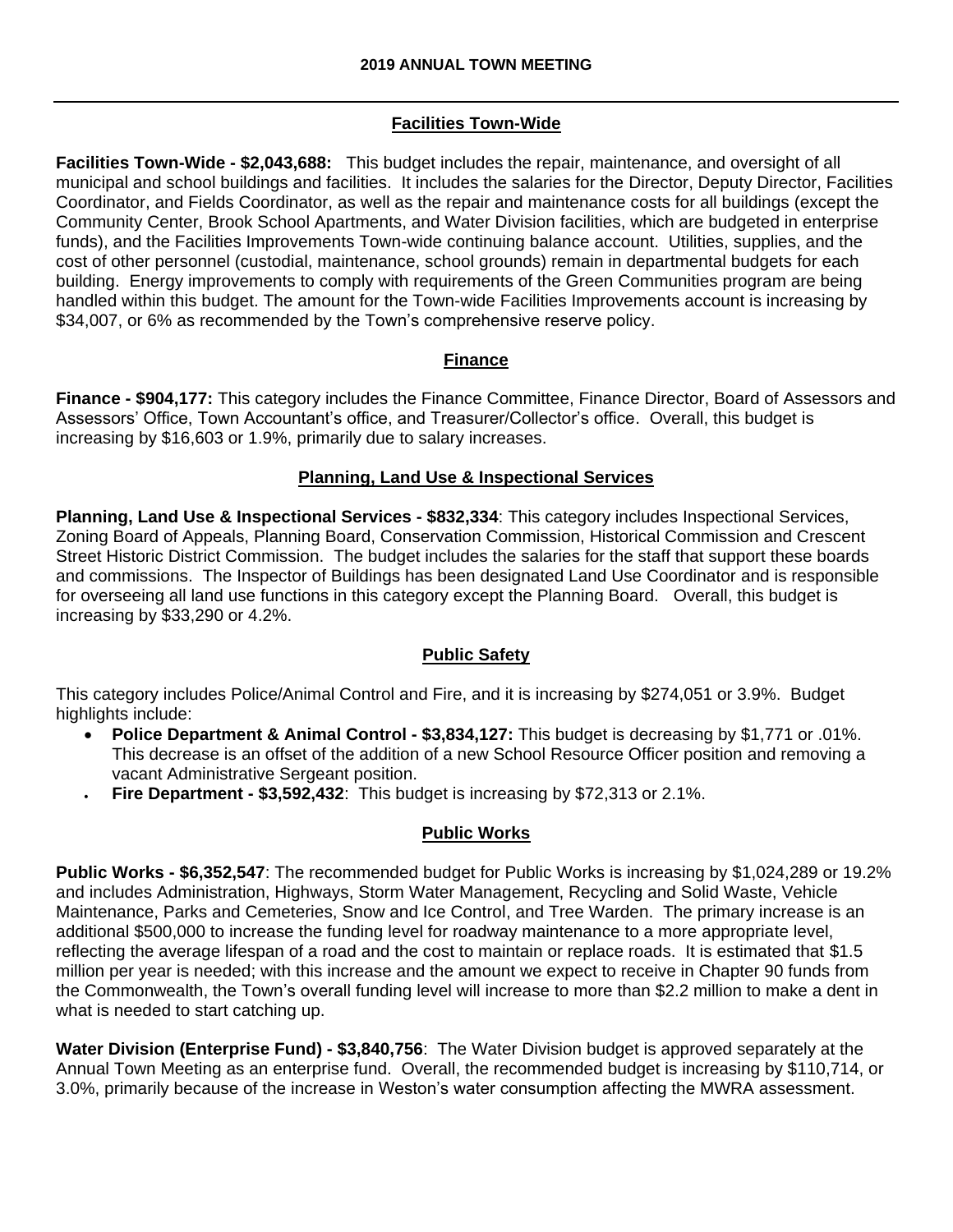## Facilities Town-Wide

**Facilities Town-Wide - $2,043,688:** This budget includes the repair, maintenance, and oversight of all municipal and school buildings and facilities. It includes the salaries for the Director, Deputy Director, Facilities Coordinator, and Fields Coordinator, as well as the repair and maintenance costs for all buildings (except the Community Center, Brook School Apartments, and Water Division facilities, which are budgeted in enterprise funds), and the Facilities Improvements Town-wide continuing balance account. Utilities, supplies, and the cost of other personnel (custodial, maintenance, school grounds) remain in departmental budgets for each building. Energy improvements to comply with requirements of the Green Communities program are being handled within this budget. The amount for the Town-wide Facilities Improvements account is increasing by $34,007, or 6% as recommended by the Town's comprehensive reserve policy.

## Finance

**Finance - $904,177:** This category includes the Finance Committee, Finance Director, Board of Assessors and Assessors' Office, Town Accountant's office, and Treasurer/Collector's office. Overall, this budget is increasing by $16,603 or 1.9%, primarily due to salary increases.

## Planning, Land Use & Inspectional Services

**Planning, Land Use & Inspectional Services - $832,334**: This category includes Inspectional Services, Zoning Board of Appeals, Planning Board, Conservation Commission, Historical Commission and Crescent Street Historic District Commission. The budget includes the salaries for the staff that support these boards and commissions. The Inspector of Buildings has been designated Land Use Coordinator and is responsible for overseeing all land use functions in this category except the Planning Board. Overall, this budget is increasing by $33,290 or 4.2%.

## Public Safety

This category includes Police/Animal Control and Fire, and it is increasing by $274,051 or 3.9%. Budget highlights include:

- **Police Department & Animal Control - $3,834,127:** This budget is decreasing by $1,771 or .01%. This decrease is an offset of the addition of a new School Resource Officer position and removing a vacant Administrative Sergeant position.
- **Fire Department - $3,592,432**: This budget is increasing by $72,313 or 2.1%.

## Public Works

**Public Works - $6,352,547**: The recommended budget for Public Works is increasing by $1,024,289 or 19.2% and includes Administration, Highways, Storm Water Management, Recycling and Solid Waste, Vehicle Maintenance, Parks and Cemeteries, Snow and Ice Control, and Tree Warden. The primary increase is an additional $500,000 to increase the funding level for roadway maintenance to a more appropriate level, reflecting the average lifespan of a road and the cost to maintain or replace roads. It is estimated that $1.5 million per year is needed; with this increase and the amount we expect to receive in Chapter 90 funds from the Commonwealth, the Town's overall funding level will increase to more than $2.2 million to make a dent in what is needed to start catching up.

**Water Division (Enterprise Fund) - $3,840,756**: The Water Division budget is approved separately at the Annual Town Meeting as an enterprise fund. Overall, the recommended budget is increasing by $110,714, or 3.0%, primarily because of the increase in Weston's water consumption affecting the MWRA assessment.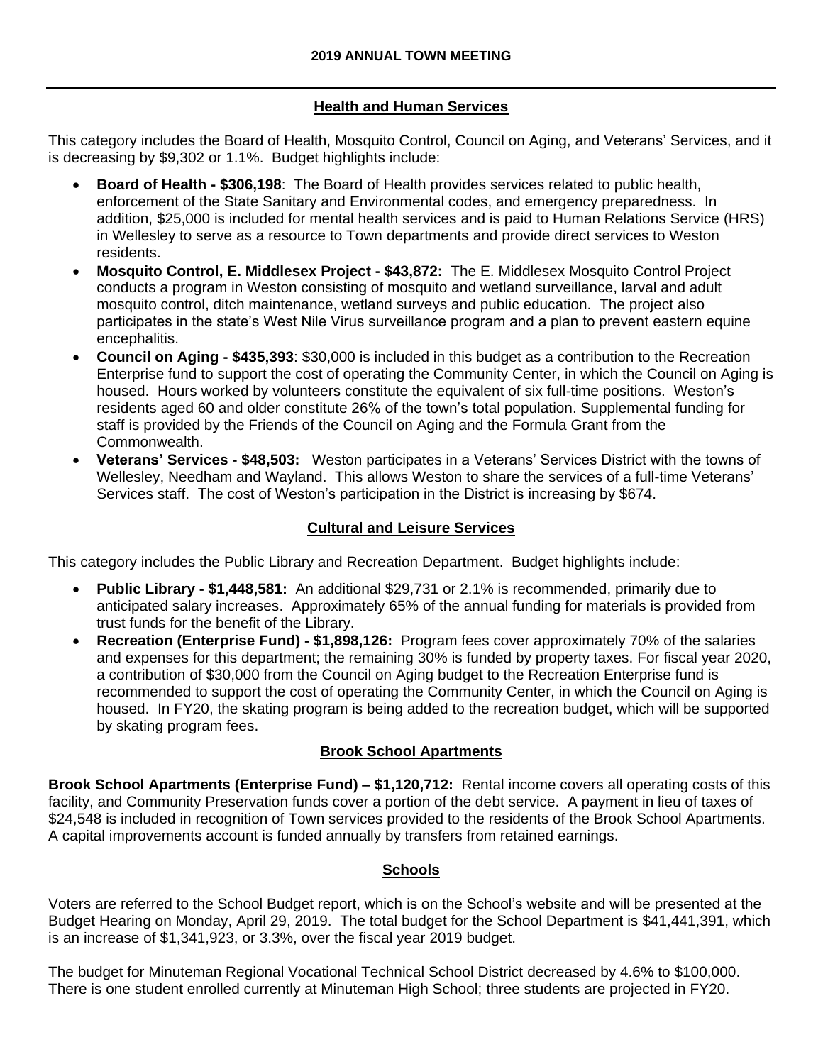## Health and Human Services

This category includes the Board of Health, Mosquito Control, Council on Aging, and Veterans' Services, and it is decreasing by $9,302 or 1.1%. Budget highlights include:

- **Board of Health - $306,198**: The Board of Health provides services related to public health, enforcement of the State Sanitary and Environmental codes, and emergency preparedness. In addition, $25,000 is included for mental health services and is paid to Human Relations Service (HRS) in Wellesley to serve as a resource to Town departments and provide direct services to Weston residents.
- **Mosquito Control, E. Middlesex Project - $43,872:** The E. Middlesex Mosquito Control Project conducts a program in Weston consisting of mosquito and wetland surveillance, larval and adult mosquito control, ditch maintenance, wetland surveys and public education. The project also participates in the state's West Nile Virus surveillance program and a plan to prevent eastern equine encephalitis.
- **Council on Aging - $435,393**: $30,000 is included in this budget as a contribution to the Recreation Enterprise fund to support the cost of operating the Community Center, in which the Council on Aging is housed. Hours worked by volunteers constitute the equivalent of six full-time positions. Weston's residents aged 60 and older constitute 26% of the town's total population. Supplemental funding for staff is provided by the Friends of the Council on Aging and the Formula Grant from the Commonwealth.
- **Veterans' Services - $48,503:** Weston participates in a Veterans' Services District with the towns of Wellesley, Needham and Wayland. This allows Weston to share the services of a full-time Veterans' Services staff. The cost of Weston's participation in the District is increasing by $674.

## Cultural and Leisure Services

This category includes the Public Library and Recreation Department. Budget highlights include:

- **Public Library - $1,448,581:** An additional $29,731 or 2.1% is recommended, primarily due to anticipated salary increases. Approximately 65% of the annual funding for materials is provided from trust funds for the benefit of the Library.
- **Recreation (Enterprise Fund) - $1,898,126:** Program fees cover approximately 70% of the salaries and expenses for this department; the remaining 30% is funded by property taxes. For fiscal year 2020, a contribution of $30,000 from the Council on Aging budget to the Recreation Enterprise fund is recommended to support the cost of operating the Community Center, in which the Council on Aging is housed. In FY20, the skating program is being added to the recreation budget, which will be supported by skating program fees.

## Brook School Apartments

**Brook School Apartments (Enterprise Fund) – $1,120,712:** Rental income covers all operating costs of this facility, and Community Preservation funds cover a portion of the debt service. A payment in lieu of taxes of $24,548 is included in recognition of Town services provided to the residents of the Brook School Apartments. A capital improvements account is funded annually by transfers from retained earnings.

## Schools

Voters are referred to the School Budget report, which is on the School's website and will be presented at the Budget Hearing on Monday, April 29, 2019. The total budget for the School Department is $41,441,391, which is an increase of $1,341,923, or 3.3%, over the fiscal year 2019 budget.

The budget for Minuteman Regional Vocational Technical School District decreased by 4.6% to $100,000. There is one student enrolled currently at Minuteman High School; three students are projected in FY20.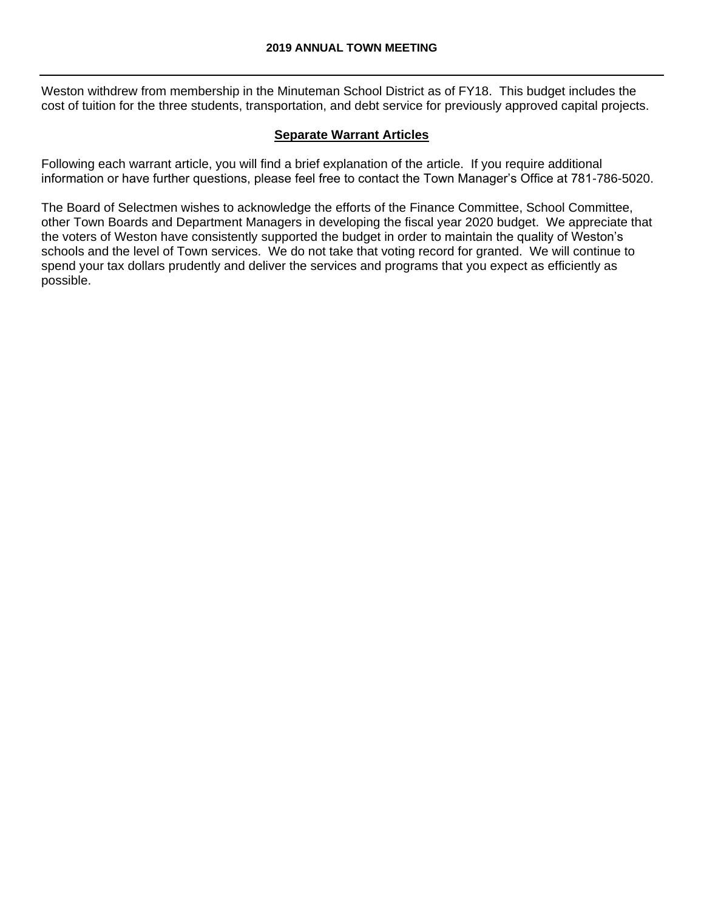Weston withdrew from membership in the Minuteman School District as of FY18. This budget includes the cost of tuition for the three students, transportation, and debt service for previously approved capital projects.

## Separate Warrant Articles

Following each warrant article, you will find a brief explanation of the article. If you require additional information or have further questions, please feel free to contact the Town Manager's Office at 781-786-5020.

The Board of Selectmen wishes to acknowledge the efforts of the Finance Committee, School Committee, other Town Boards and Department Managers in developing the fiscal year 2020 budget. We appreciate that the voters of Weston have consistently supported the budget in order to maintain the quality of Weston's schools and the level of Town services. We do not take that voting record for granted. We will continue to spend your tax dollars prudently and deliver the services and programs that you expect as efficiently as possible.